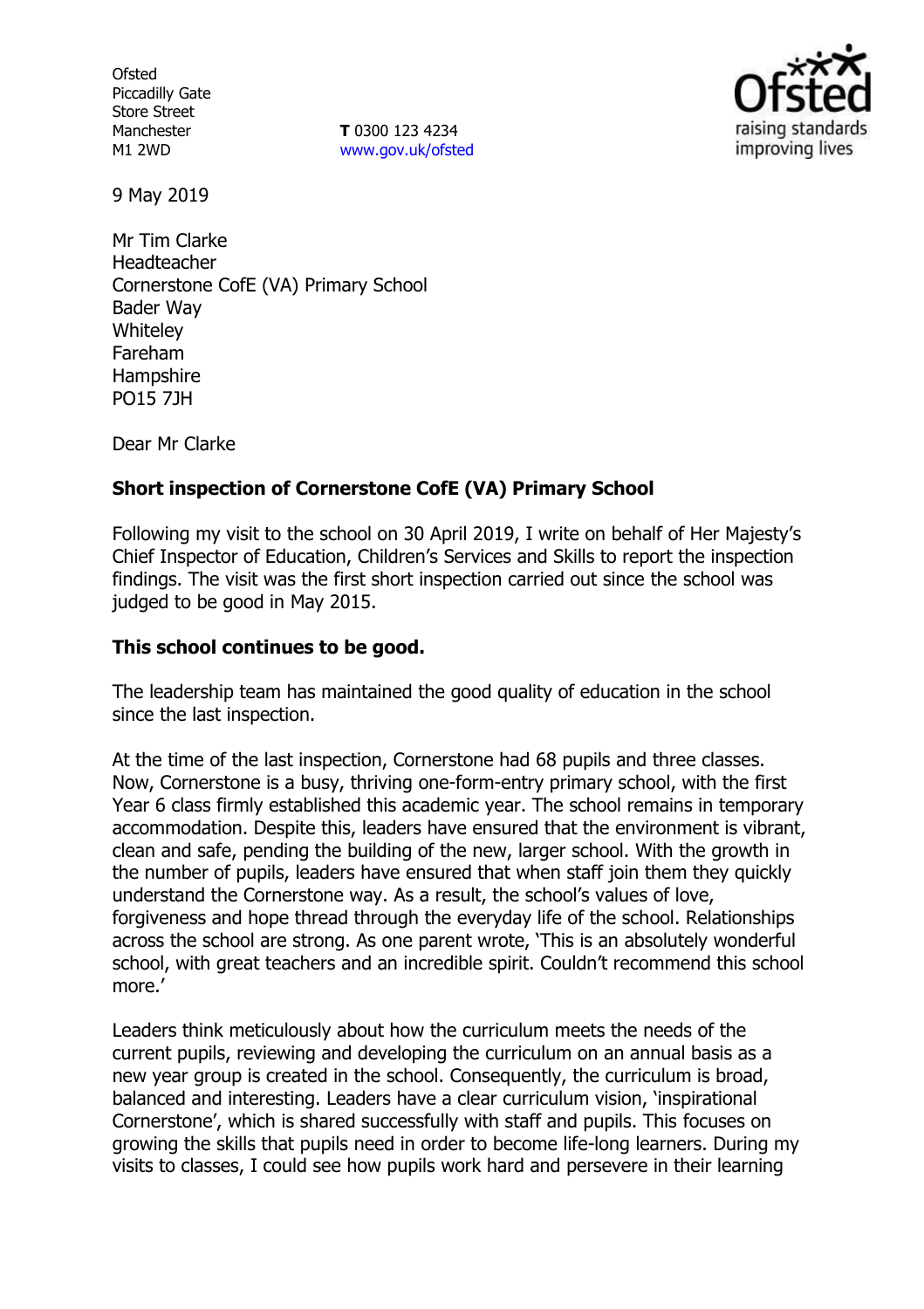Ofsted
Piccadilly Gate
Store Street
Manchester
M1 2WD

**T** 0300 123 4234
www.gov.uk/ofsted

9 May 2019

Mr Tim Clarke
Headteacher
Cornerstone CofE (VA) Primary School
Bader Way
Whiteley
Fareham
Hampshire
PO15 7JH

Dear Mr Clarke

**Short inspection of Cornerstone CofE (VA) Primary School**

Following my visit to the school on 30 April 2019, I write on behalf of Her Majesty's Chief Inspector of Education, Children's Services and Skills to report the inspection findings. The visit was the first short inspection carried out since the school was judged to be good in May 2015.

**This school continues to be good.**

The leadership team has maintained the good quality of education in the school since the last inspection.

At the time of the last inspection, Cornerstone had 68 pupils and three classes. Now, Cornerstone is a busy, thriving one-form-entry primary school, with the first Year 6 class firmly established this academic year. The school remains in temporary accommodation. Despite this, leaders have ensured that the environment is vibrant, clean and safe, pending the building of the new, larger school. With the growth in the number of pupils, leaders have ensured that when staff join them they quickly understand the Cornerstone way. As a result, the school's values of love, forgiveness and hope thread through the everyday life of the school. Relationships across the school are strong. As one parent wrote, 'This is an absolutely wonderful school, with great teachers and an incredible spirit. Couldn't recommend this school more.'

Leaders think meticulously about how the curriculum meets the needs of the current pupils, reviewing and developing the curriculum on an annual basis as a new year group is created in the school. Consequently, the curriculum is broad, balanced and interesting. Leaders have a clear curriculum vision, 'inspirational Cornerstone', which is shared successfully with staff and pupils. This focuses on growing the skills that pupils need in order to become life-long learners. During my visits to classes, I could see how pupils work hard and persevere in their learning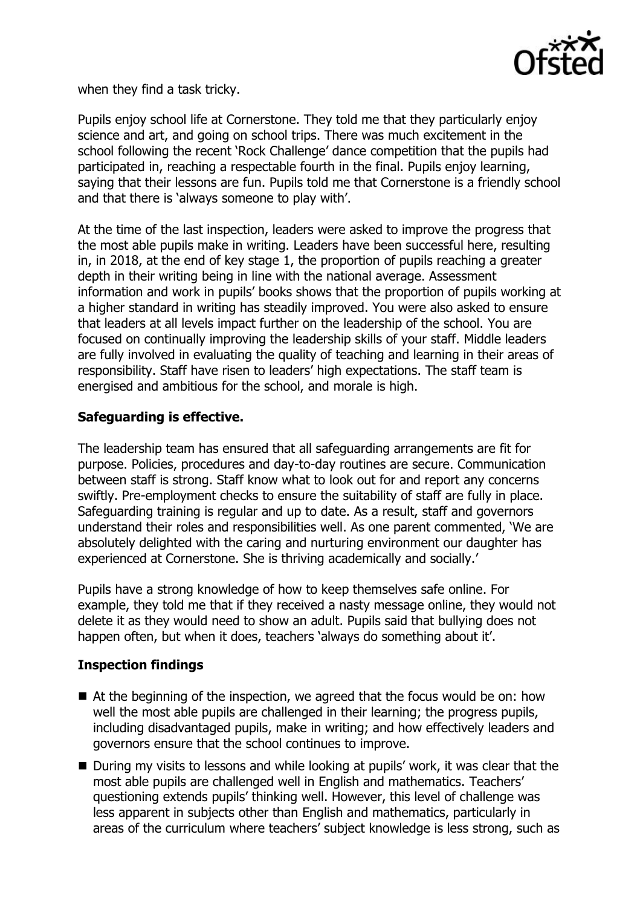when they find a task tricky.

Pupils enjoy school life at Cornerstone. They told me that they particularly enjoy science and art, and going on school trips. There was much excitement in the school following the recent 'Rock Challenge' dance competition that the pupils had participated in, reaching a respectable fourth in the final. Pupils enjoy learning, saying that their lessons are fun. Pupils told me that Cornerstone is a friendly school and that there is 'always someone to play with'.

At the time of the last inspection, leaders were asked to improve the progress that the most able pupils make in writing. Leaders have been successful here, resulting in, in 2018, at the end of key stage 1, the proportion of pupils reaching a greater depth in their writing being in line with the national average. Assessment information and work in pupils' books shows that the proportion of pupils working at a higher standard in writing has steadily improved. You were also asked to ensure that leaders at all levels impact further on the leadership of the school. You are focused on continually improving the leadership skills of your staff. Middle leaders are fully involved in evaluating the quality of teaching and learning in their areas of responsibility. Staff have risen to leaders' high expectations. The staff team is energised and ambitious for the school, and morale is high.

**Safeguarding is effective.**

The leadership team has ensured that all safeguarding arrangements are fit for purpose. Policies, procedures and day-to-day routines are secure. Communication between staff is strong. Staff know what to look out for and report any concerns swiftly. Pre-employment checks to ensure the suitability of staff are fully in place. Safeguarding training is regular and up to date. As a result, staff and governors understand their roles and responsibilities well. As one parent commented, 'We are absolutely delighted with the caring and nurturing environment our daughter has experienced at Cornerstone. She is thriving academically and socially.'

Pupils have a strong knowledge of how to keep themselves safe online. For example, they told me that if they received a nasty message online, they would not delete it as they would need to show an adult. Pupils said that bullying does not happen often, but when it does, teachers 'always do something about it'.

**Inspection findings**

- At the beginning of the inspection, we agreed that the focus would be on: how well the most able pupils are challenged in their learning; the progress pupils, including disadvantaged pupils, make in writing; and how effectively leaders and governors ensure that the school continues to improve.
- During my visits to lessons and while looking at pupils' work, it was clear that the most able pupils are challenged well in English and mathematics. Teachers' questioning extends pupils' thinking well. However, this level of challenge was less apparent in subjects other than English and mathematics, particularly in areas of the curriculum where teachers' subject knowledge is less strong, such as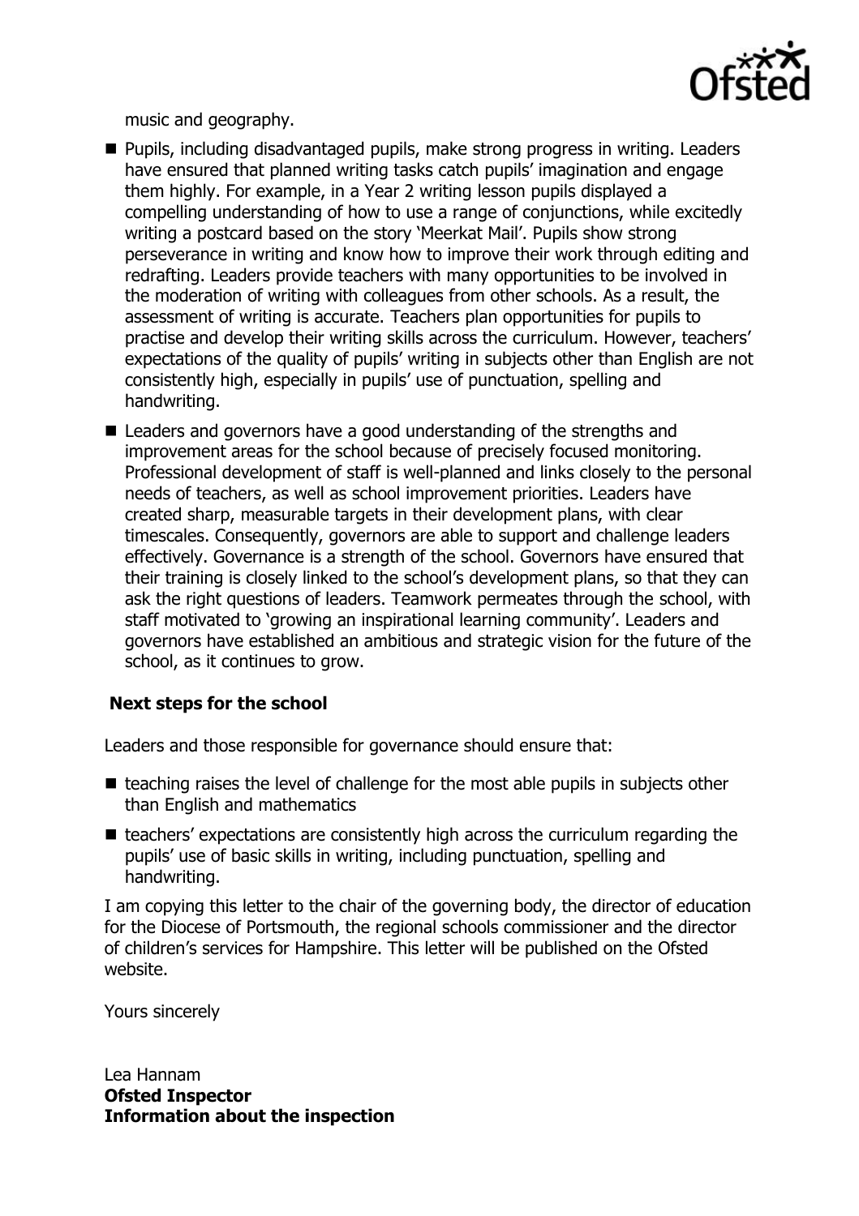music and geography.

- Pupils, including disadvantaged pupils, make strong progress in writing. Leaders have ensured that planned writing tasks catch pupils' imagination and engage them highly. For example, in a Year 2 writing lesson pupils displayed a compelling understanding of how to use a range of conjunctions, while excitedly writing a postcard based on the story 'Meerkat Mail'. Pupils show strong perseverance in writing and know how to improve their work through editing and redrafting. Leaders provide teachers with many opportunities to be involved in the moderation of writing with colleagues from other schools. As a result, the assessment of writing is accurate. Teachers plan opportunities for pupils to practise and develop their writing skills across the curriculum. However, teachers' expectations of the quality of pupils' writing in subjects other than English are not consistently high, especially in pupils' use of punctuation, spelling and handwriting.
- Leaders and governors have a good understanding of the strengths and improvement areas for the school because of precisely focused monitoring. Professional development of staff is well-planned and links closely to the personal needs of teachers, as well as school improvement priorities. Leaders have created sharp, measurable targets in their development plans, with clear timescales. Consequently, governors are able to support and challenge leaders effectively. Governance is a strength of the school. Governors have ensured that their training is closely linked to the school's development plans, so that they can ask the right questions of leaders. Teamwork permeates through the school, with staff motivated to 'growing an inspirational learning community'. Leaders and governors have established an ambitious and strategic vision for the future of the school, as it continues to grow.

### Next steps for the school

Leaders and those responsible for governance should ensure that:

- teaching raises the level of challenge for the most able pupils in subjects other than English and mathematics
- teachers' expectations are consistently high across the curriculum regarding the pupils' use of basic skills in writing, including punctuation, spelling and handwriting.

I am copying this letter to the chair of the governing body, the director of education for the Diocese of Portsmouth, the regional schools commissioner and the director of children's services for Hampshire. This letter will be published on the Ofsted website.

Yours sincerely

Lea Hannam
**Ofsted Inspector**

**Information about the inspection**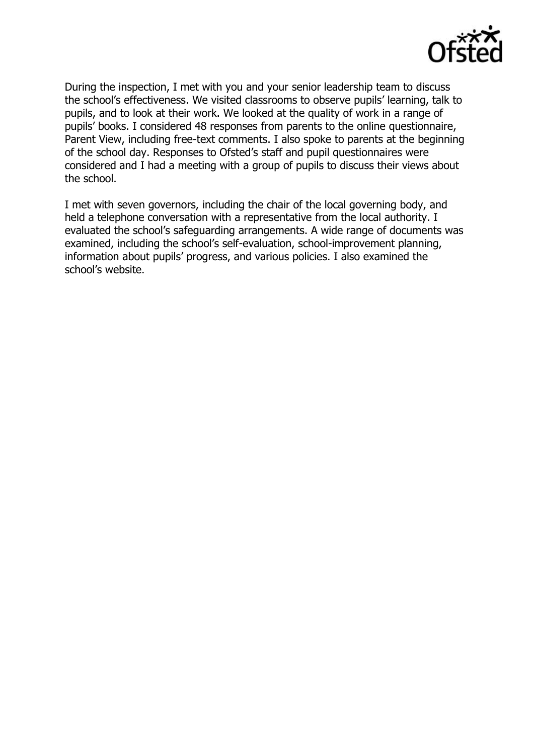During the inspection, I met with you and your senior leadership team to discuss the school's effectiveness. We visited classrooms to observe pupils' learning, talk to pupils, and to look at their work. We looked at the quality of work in a range of pupils' books. I considered 48 responses from parents to the online questionnaire, Parent View, including free-text comments. I also spoke to parents at the beginning of the school day. Responses to Ofsted's staff and pupil questionnaires were considered and I had a meeting with a group of pupils to discuss their views about the school.

I met with seven governors, including the chair of the local governing body, and held a telephone conversation with a representative from the local authority. I evaluated the school's safeguarding arrangements. A wide range of documents was examined, including the school's self-evaluation, school-improvement planning, information about pupils' progress, and various policies. I also examined the school's website.